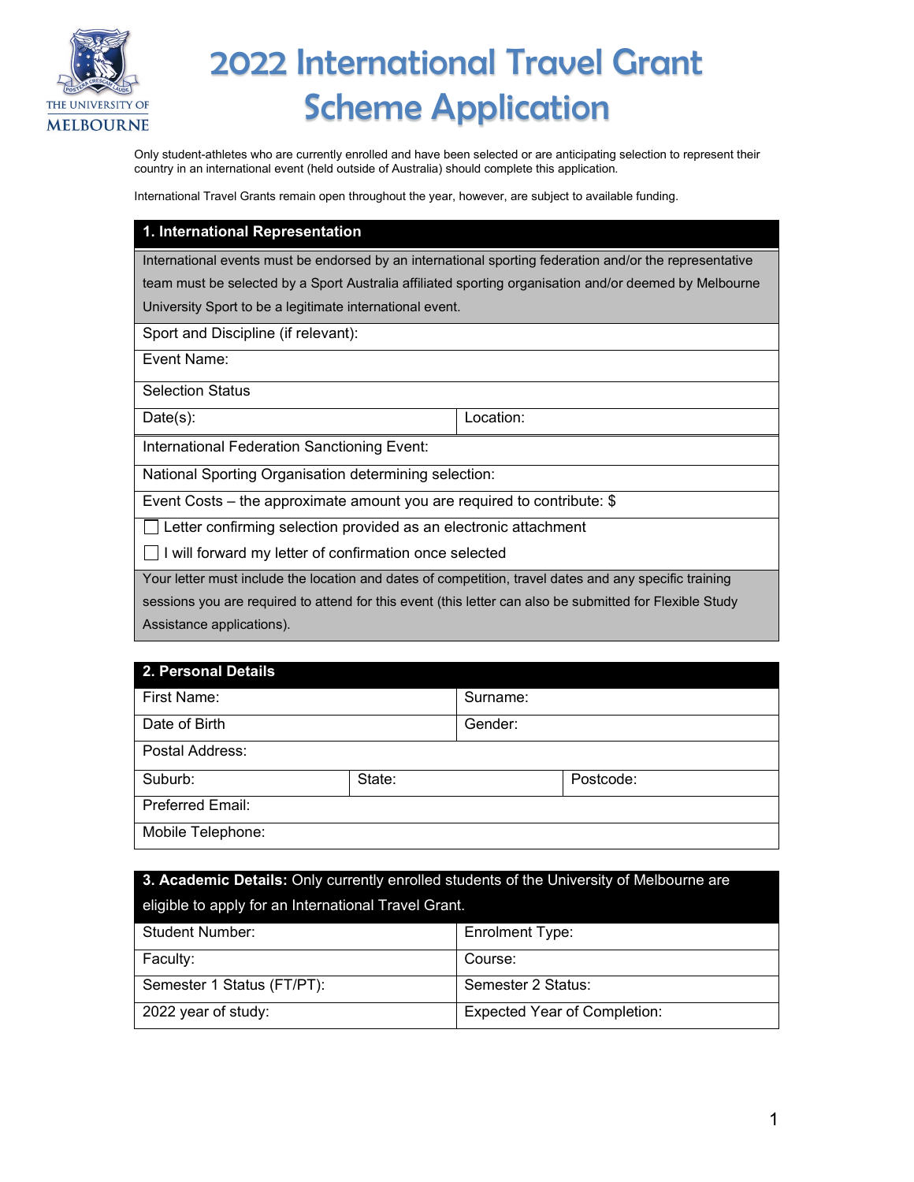# 2022 International Travel Grant Scheme Application

Only student-athletes who are currently enrolled and have been selected or are anticipating selection to represent their country in an international event (held outside of Australia) should complete this application.

International Travel Grants remain open throughout the year, however, are subject to available funding.

| **1. International Representation** | |
|---|---|
| International events must be endorsed by an international sporting federation and/or the representative team must be selected by a Sport Australia affiliated sporting organisation and/or deemed by Melbourne University Sport to be a legitimate international event. | |
| Sport and Discipline (if relevant): | |
| Event Name: | |
| Selection Status | |
| Date(s): | Location: |
| International Federation Sanctioning Event: | |
| National Sporting Organisation determining selection: | |
| Event Costs – the approximate amount you are required to contribute: $ | |
| ☐ Letter confirming selection provided as an electronic attachment | |
| ☐ I will forward my letter of confirmation once selected | |
| Your letter must include the location and dates of competition, travel dates and any specific training sessions you are required to attend for this event (this letter can also be submitted for Flexible Study Assistance applications). | |

| **2. Personal Details** | | |
|---|---|---|
| First Name: | Surname: | |
| Date of Birth | Gender: | |
| Postal Address: | | |
| Suburb: | State: | Postcode: |
| Preferred Email: | | |
| Mobile Telephone: | | |

| **3. Academic Details:** Only currently enrolled students of the University of Melbourne are eligible to apply for an International Travel Grant. | |
|---|---|
| Student Number: | Enrolment Type: |
| Faculty: | Course: |
| Semester 1 Status (FT/PT): | Semester 2 Status: |
| 2022 year of study: | Expected Year of Completion: |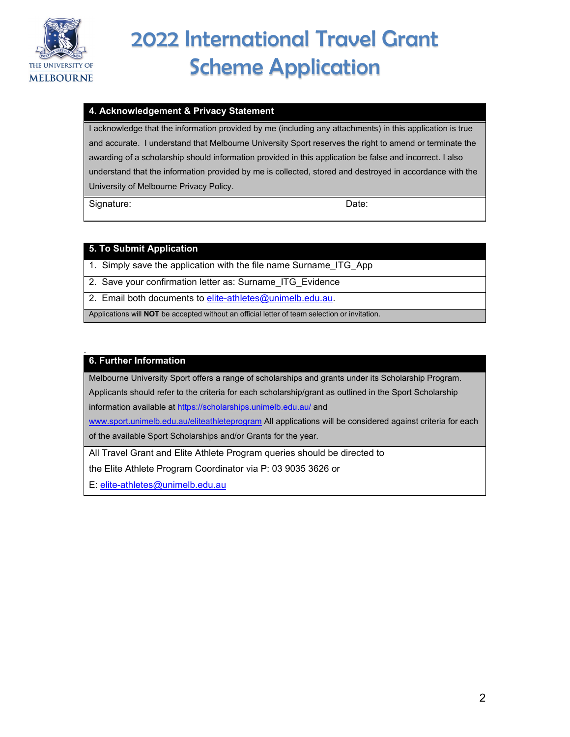# 2022 International Travel Grant Scheme Application

| 4. Acknowledgement & Privacy Statement | |
|---|---|
| I acknowledge that the information provided by me (including any attachments) in this application is true and accurate. I understand that Melbourne University Sport reserves the right to amend or terminate the awarding of a scholarship should information provided in this application be false and incorrect. I also understand that the information provided by me is collected, stored and destroyed in accordance with the University of Melbourne Privacy Policy. | |
| Signature: | Date: |

| 5. To Submit Application |
|---|
| 1. Simply save the application with the file name Surname_ITG_App |
| 2. Save your confirmation letter as: Surname_ITG_Evidence |
| 2. Email both documents to elite-athletes@unimelb.edu.au. |
| Applications will **NOT** be accepted without an official letter of team selection or invitation. |

.

| 6. Further Information |
|---|
| Melbourne University Sport offers a range of scholarships and grants under its Scholarship Program. Applicants should refer to the criteria for each scholarship/grant as outlined in the Sport Scholarship information available at https://scholarships.unimelb.edu.au/ and www.sport.unimelb.edu.au/eliteathleteprogram All applications will be considered against criteria for each of the available Sport Scholarships and/or Grants for the year. |
| All Travel Grant and Elite Athlete Program queries should be directed to the Elite Athlete Program Coordinator via P: 03 9035 3626 or E: elite-athletes@unimelb.edu.au |